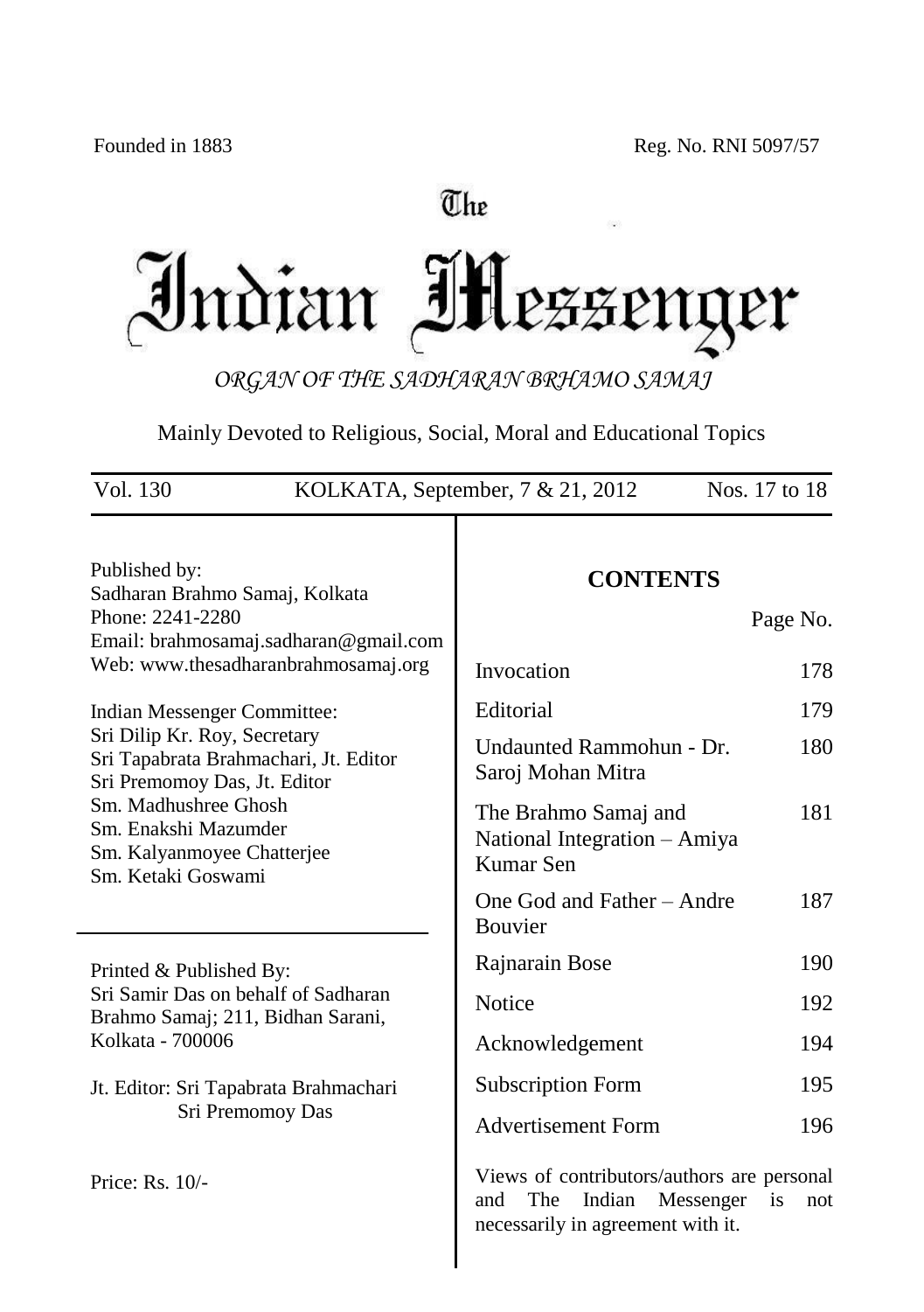Founded in 1883 Reg. No. RNI 5097/57

# The Indian Messenger

*ORGAN OF THE SADHARAN BRHAMO SAMAJ*

Mainly Devoted to Religious, Social, Moral and Educational Topics

Vol. 130 KOLKATA, September, 7 & 21, 2012 Nos. 17 to 18

Published by:
Sadharan Brahmo Samaj, Kolkata
Phone: 2241-2280
Email: brahmosamaj.sadharan@gmail.com
Web: www.thesadharanbrahmosamaj.org

Indian Messenger Committee:
Sri Dilip Kr. Roy, Secretary
Sri Tapabrata Brahmachari, Jt. Editor
Sri Premomoy Das, Jt. Editor
Sm. Madhushree Ghosh
Sm. Enakshi Mazumder
Sm. Kalyanmoyee Chatterjee
Sm. Ketaki Goswami

Printed & Published By:
Sri Samir Das on behalf of Sadharan Brahmo Samaj; 211, Bidhan Sarani, Kolkata - 700006

Jt. Editor: Sri Tapabrata Brahmachari
Sri Premomoy Das

Price: Rs. 10/-

## CONTENTS

| | Page No. |
|---|---|
| Invocation | 178 |
| Editorial | 179 |
| Undaunted Rammohun - Dr. Saroj Mohan Mitra | 180 |
| The Brahmo Samaj and National Integration – Amiya Kumar Sen | 181 |
| One God and Father – Andre Bouvier | 187 |
| Rajnarain Bose | 190 |
| Notice | 192 |
| Acknowledgement | 194 |
| Subscription Form | 195 |
| Advertisement Form | 196 |

Views of contributors/authors are personal and The Indian Messenger is not necessarily in agreement with it.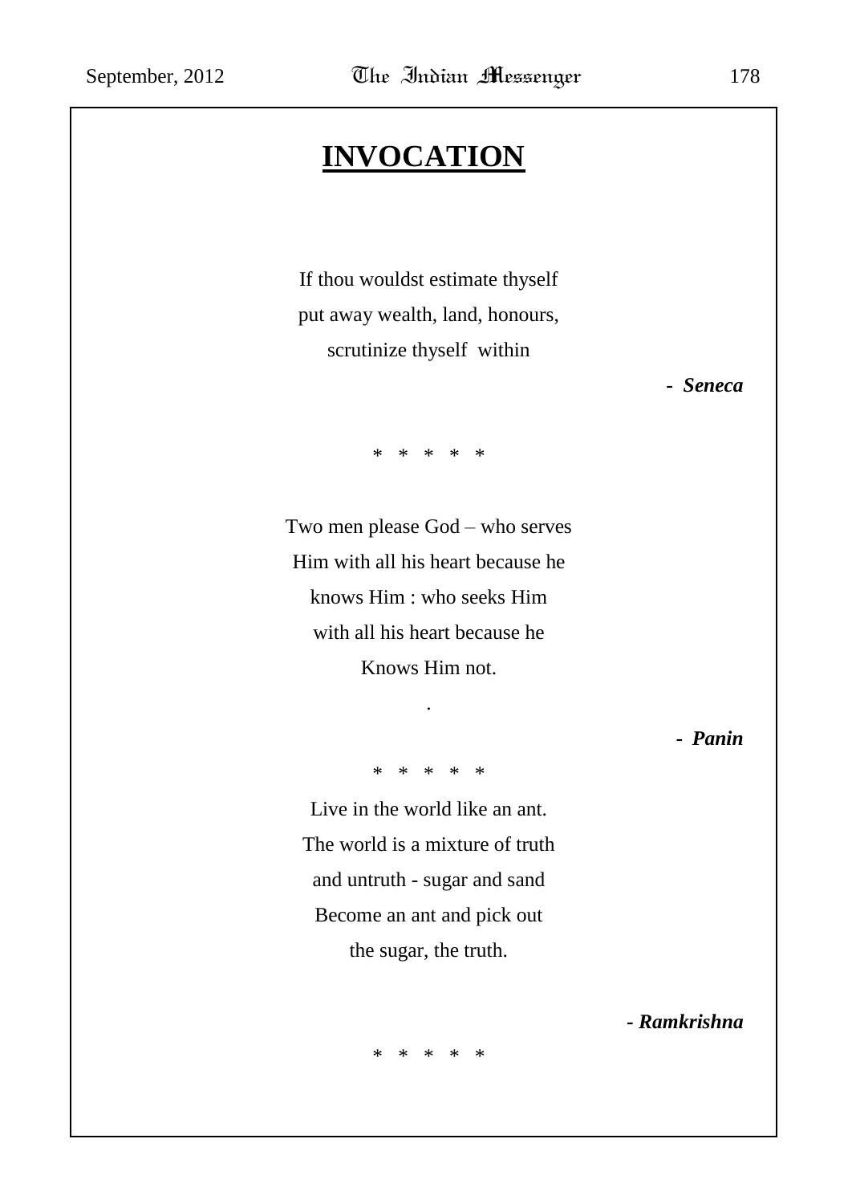# INVOCATION

If thou wouldst estimate thyself
put away wealth, land, honours,
scrutinize thyself within

***- Seneca***

\* \* \* \* \*

Two men please God – who serves
Him with all his heart because he
knows Him : who seeks Him
with all his heart because he
Knows Him not.

.

***- Panin***

\* \* \* \* \*

Live in the world like an ant.
The world is a mixture of truth
and untruth - sugar and sand
Become an ant and pick out
the sugar, the truth.

***- Ramkrishna***

\* \* \* \* \*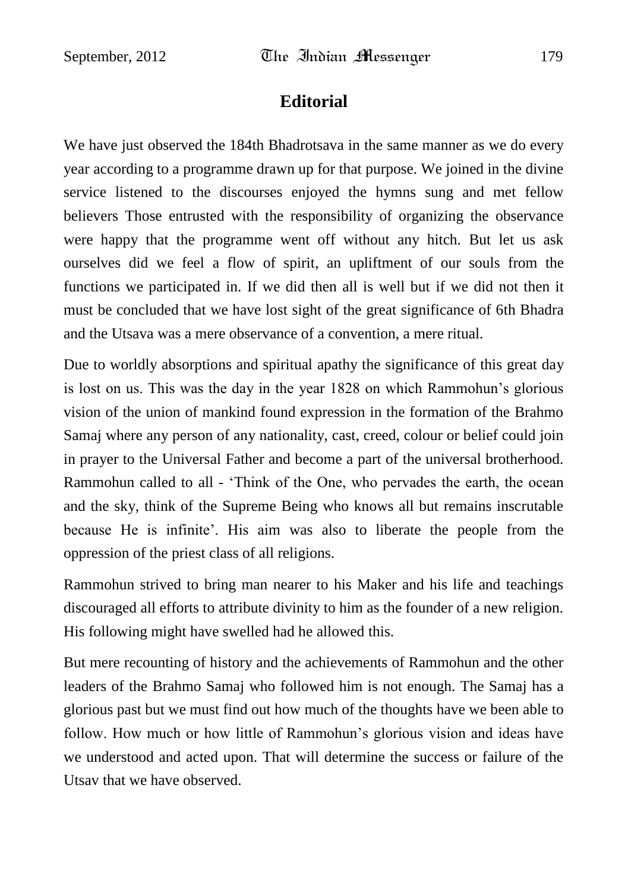# Editorial

We have just observed the 184th Bhadrotsava in the same manner as we do every year according to a programme drawn up for that purpose. We joined in the divine service listened to the discourses enjoyed the hymns sung and met fellow believers Those entrusted with the responsibility of organizing the observance were happy that the programme went off without any hitch. But let us ask ourselves did we feel a flow of spirit, an upliftment of our souls from the functions we participated in. If we did then all is well but if we did not then it must be concluded that we have lost sight of the great significance of 6th Bhadra and the Utsava was a mere observance of a convention, a mere ritual.

Due to worldly absorptions and spiritual apathy the significance of this great day is lost on us. This was the day in the year 1828 on which Rammohun's glorious vision of the union of mankind found expression in the formation of the Brahmo Samaj where any person of any nationality, cast, creed, colour or belief could join in prayer to the Universal Father and become a part of the universal brotherhood. Rammohun called to all - 'Think of the One, who pervades the earth, the ocean and the sky, think of the Supreme Being who knows all but remains inscrutable because He is infinite'. His aim was also to liberate the people from the oppression of the priest class of all religions.

Rammohun strived to bring man nearer to his Maker and his life and teachings discouraged all efforts to attribute divinity to him as the founder of a new religion. His following might have swelled had he allowed this.

But mere recounting of history and the achievements of Rammohun and the other leaders of the Brahmo Samaj who followed him is not enough. The Samaj has a glorious past but we must find out how much of the thoughts have we been able to follow. How much or how little of Rammohun's glorious vision and ideas have we understood and acted upon. That will determine the success or failure of the Utsav that we have observed.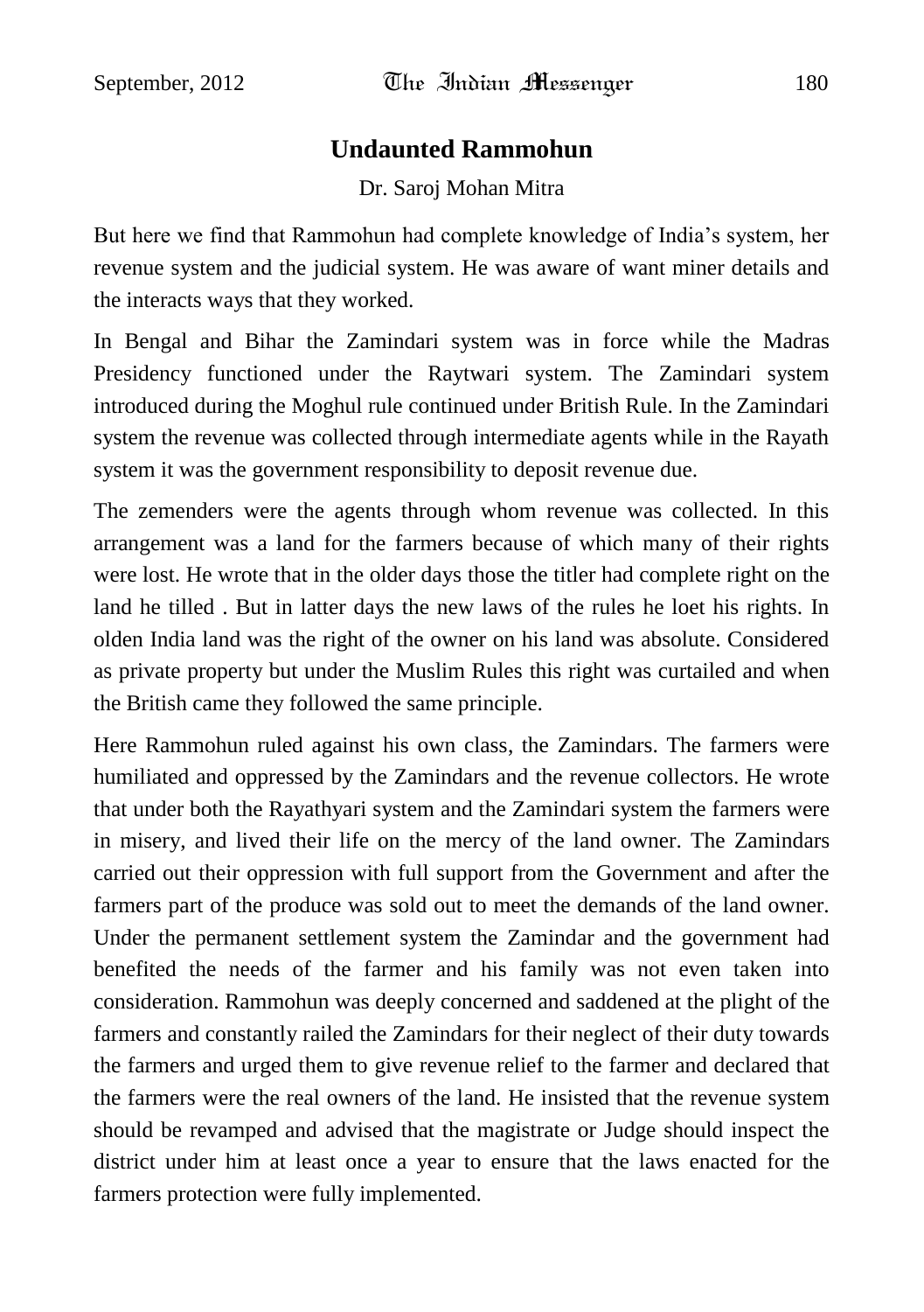## Undaunted Rammohun

Dr. Saroj Mohan Mitra

But here we find that Rammohun had complete knowledge of India's system, her revenue system and the judicial system. He was aware of want miner details and the interacts ways that they worked.

In Bengal and Bihar the Zamindari system was in force while the Madras Presidency functioned under the Raytwari system. The Zamindari system introduced during the Moghul rule continued under British Rule. In the Zamindari system the revenue was collected through intermediate agents while in the Rayath system it was the government responsibility to deposit revenue due.

The zemenders were the agents through whom revenue was collected. In this arrangement was a land for the farmers because of which many of their rights were lost. He wrote that in the older days those the titler had complete right on the land he tilled . But in latter days the new laws of the rules he loet his rights. In olden India land was the right of the owner on his land was absolute. Considered as private property but under the Muslim Rules this right was curtailed and when the British came they followed the same principle.

Here Rammohun ruled against his own class, the Zamindars. The farmers were humiliated and oppressed by the Zamindars and the revenue collectors. He wrote that under both the Rayathyari system and the Zamindari system the farmers were in misery, and lived their life on the mercy of the land owner. The Zamindars carried out their oppression with full support from the Government and after the farmers part of the produce was sold out to meet the demands of the land owner. Under the permanent settlement system the Zamindar and the government had benefited the needs of the farmer and his family was not even taken into consideration. Rammohun was deeply concerned and saddened at the plight of the farmers and constantly railed the Zamindars for their neglect of their duty towards the farmers and urged them to give revenue relief to the farmer and declared that the farmers were the real owners of the land. He insisted that the revenue system should be revamped and advised that the magistrate or Judge should inspect the district under him at least once a year to ensure that the laws enacted for the farmers protection were fully implemented.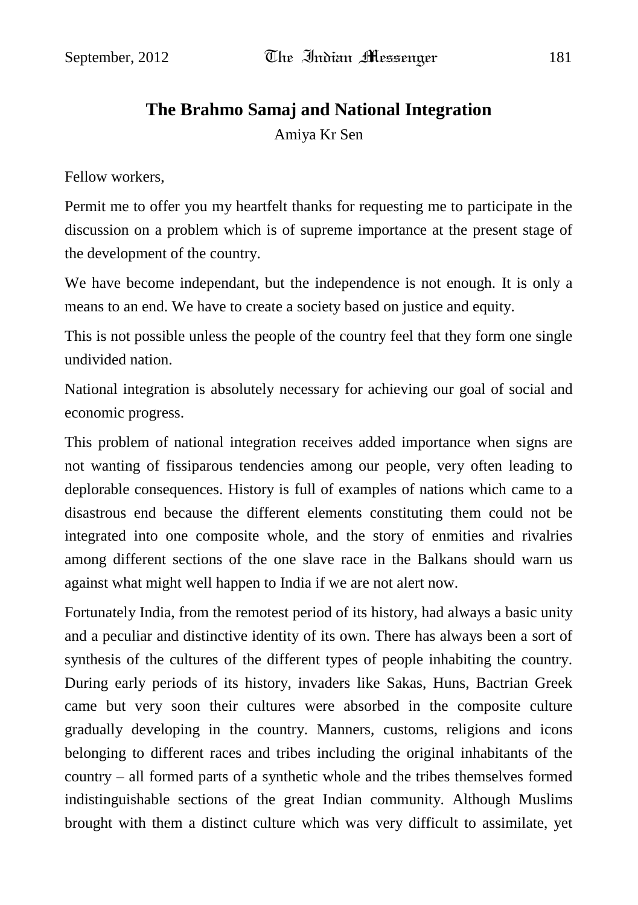# The Brahmo Samaj and National Integration

Amiya Kr Sen

Fellow workers,

Permit me to offer you my heartfelt thanks for requesting me to participate in the discussion on a problem which is of supreme importance at the present stage of the development of the country.

We have become independant, but the independence is not enough. It is only a means to an end. We have to create a society based on justice and equity.

This is not possible unless the people of the country feel that they form one single undivided nation.

National integration is absolutely necessary for achieving our goal of social and economic progress.

This problem of national integration receives added importance when signs are not wanting of fissiparous tendencies among our people, very often leading to deplorable consequences. History is full of examples of nations which came to a disastrous end because the different elements constituting them could not be integrated into one composite whole, and the story of enmities and rivalries among different sections of the one slave race in the Balkans should warn us against what might well happen to India if we are not alert now.

Fortunately India, from the remotest period of its history, had always a basic unity and a peculiar and distinctive identity of its own. There has always been a sort of synthesis of the cultures of the different types of people inhabiting the country. During early periods of its history, invaders like Sakas, Huns, Bactrian Greek came but very soon their cultures were absorbed in the composite culture gradually developing in the country. Manners, customs, religions and icons belonging to different races and tribes including the original inhabitants of the country – all formed parts of a synthetic whole and the tribes themselves formed indistinguishable sections of the great Indian community. Although Muslims brought with them a distinct culture which was very difficult to assimilate, yet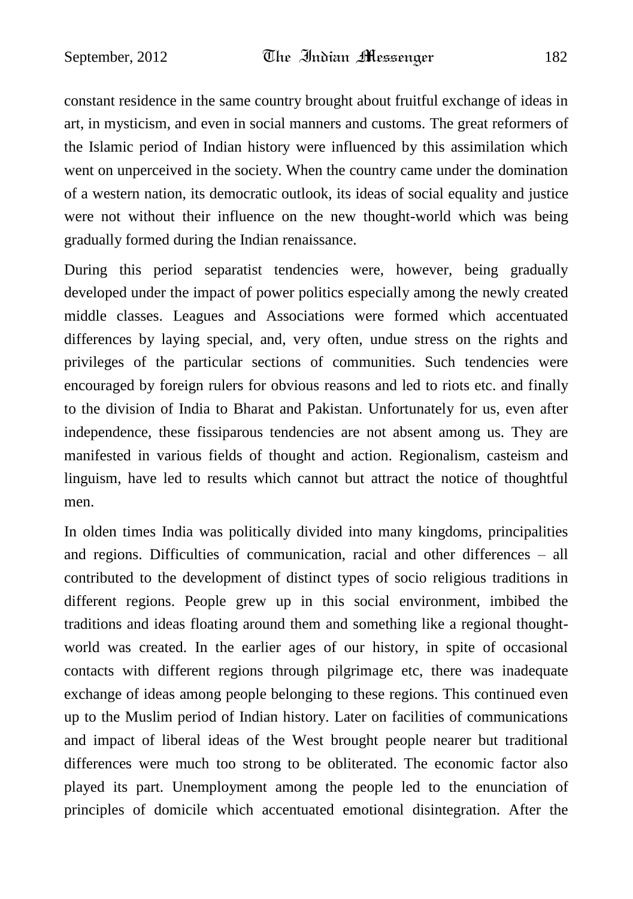constant residence in the same country brought about fruitful exchange of ideas in art, in mysticism, and even in social manners and customs. The great reformers of the Islamic period of Indian history were influenced by this assimilation which went on unperceived in the society. When the country came under the domination of a western nation, its democratic outlook, its ideas of social equality and justice were not without their influence on the new thought-world which was being gradually formed during the Indian renaissance.

During this period separatist tendencies were, however, being gradually developed under the impact of power politics especially among the newly created middle classes. Leagues and Associations were formed which accentuated differences by laying special, and, very often, undue stress on the rights and privileges of the particular sections of communities. Such tendencies were encouraged by foreign rulers for obvious reasons and led to riots etc. and finally to the division of India to Bharat and Pakistan. Unfortunately for us, even after independence, these fissiparous tendencies are not absent among us. They are manifested in various fields of thought and action. Regionalism, casteism and linguism, have led to results which cannot but attract the notice of thoughtful men.

In olden times India was politically divided into many kingdoms, principalities and regions. Difficulties of communication, racial and other differences – all contributed to the development of distinct types of socio religious traditions in different regions. People grew up in this social environment, imbibed the traditions and ideas floating around them and something like a regional thought-world was created. In the earlier ages of our history, in spite of occasional contacts with different regions through pilgrimage etc, there was inadequate exchange of ideas among people belonging to these regions. This continued even up to the Muslim period of Indian history. Later on facilities of communications and impact of liberal ideas of the West brought people nearer but traditional differences were much too strong to be obliterated. The economic factor also played its part. Unemployment among the people led to the enunciation of principles of domicile which accentuated emotional disintegration. After the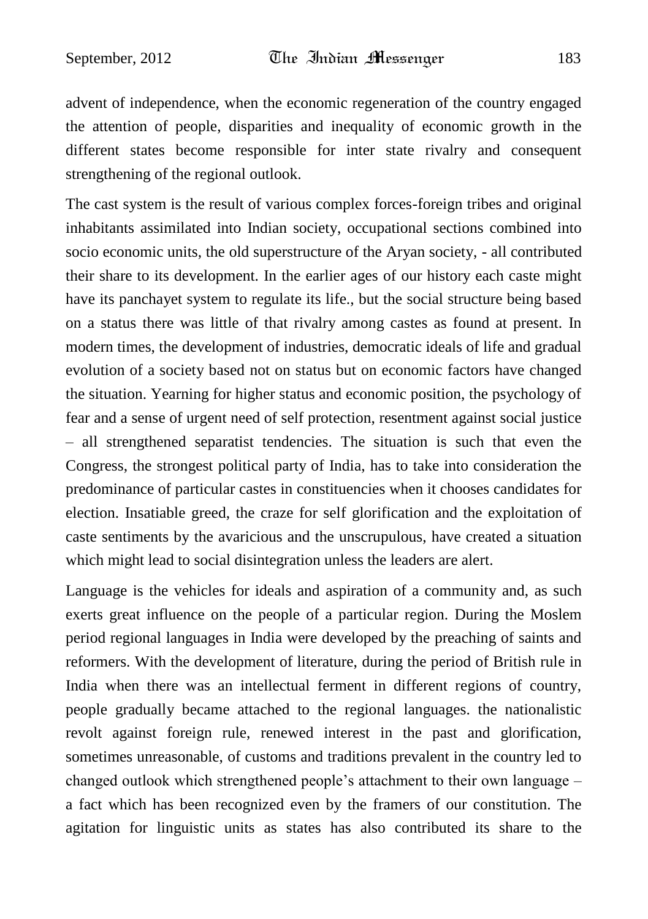advent of independence, when the economic regeneration of the country engaged the attention of people, disparities and inequality of economic growth in the different states become responsible for inter state rivalry and consequent strengthening of the regional outlook.

The cast system is the result of various complex forces-foreign tribes and original inhabitants assimilated into Indian society, occupational sections combined into socio economic units, the old superstructure of the Aryan society, - all contributed their share to its development. In the earlier ages of our history each caste might have its panchayet system to regulate its life., but the social structure being based on a status there was little of that rivalry among castes as found at present. In modern times, the development of industries, democratic ideals of life and gradual evolution of a society based not on status but on economic factors have changed the situation. Yearning for higher status and economic position, the psychology of fear and a sense of urgent need of self protection, resentment against social justice – all strengthened separatist tendencies. The situation is such that even the Congress, the strongest political party of India, has to take into consideration the predominance of particular castes in constituencies when it chooses candidates for election. Insatiable greed, the craze for self glorification and the exploitation of caste sentiments by the avaricious and the unscrupulous, have created a situation which might lead to social disintegration unless the leaders are alert.

Language is the vehicles for ideals and aspiration of a community and, as such exerts great influence on the people of a particular region. During the Moslem period regional languages in India were developed by the preaching of saints and reformers. With the development of literature, during the period of British rule in India when there was an intellectual ferment in different regions of country, people gradually became attached to the regional languages. the nationalistic revolt against foreign rule, renewed interest in the past and glorification, sometimes unreasonable, of customs and traditions prevalent in the country led to changed outlook which strengthened people's attachment to their own language – a fact which has been recognized even by the framers of our constitution. The agitation for linguistic units as states has also contributed its share to the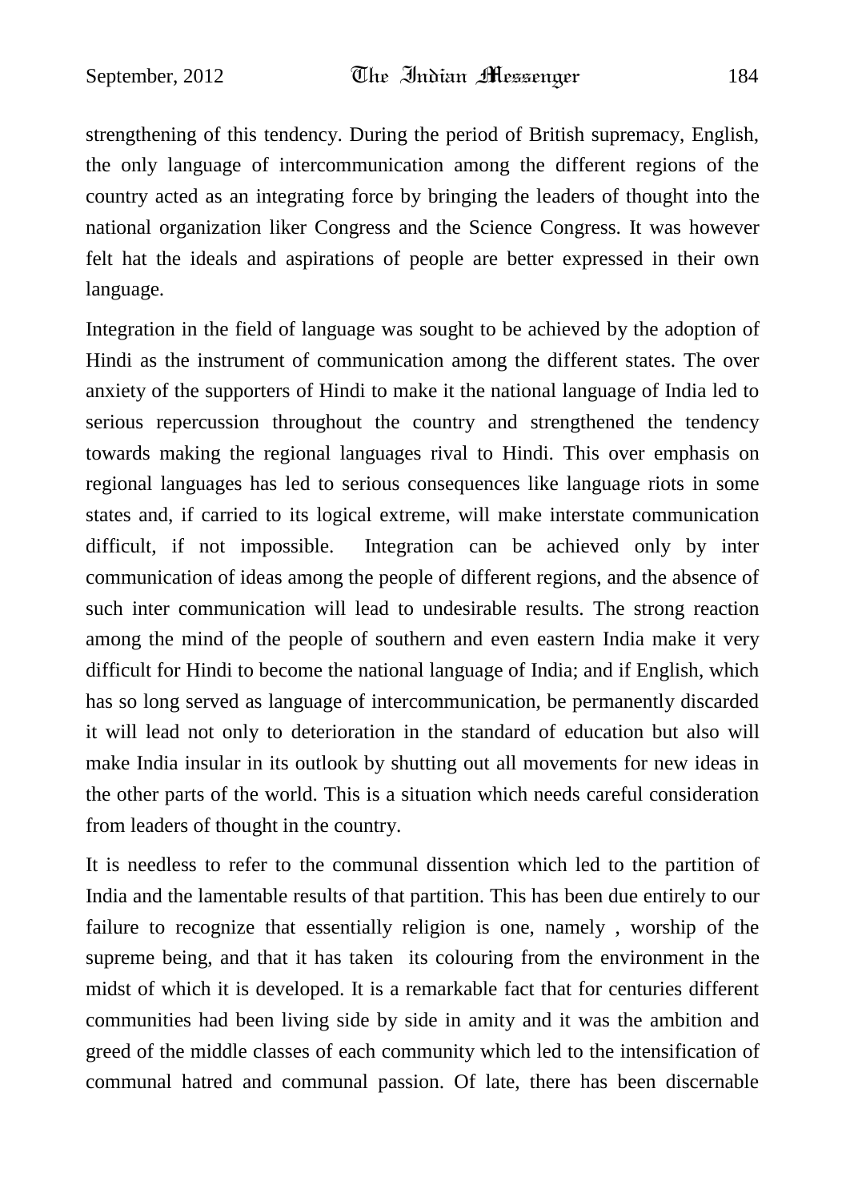strengthening of this tendency. During the period of British supremacy, English, the only language of intercommunication among the different regions of the country acted as an integrating force by bringing the leaders of thought into the national organization liker Congress and the Science Congress. It was however felt hat the ideals and aspirations of people are better expressed in their own language.

Integration in the field of language was sought to be achieved by the adoption of Hindi as the instrument of communication among the different states. The over anxiety of the supporters of Hindi to make it the national language of India led to serious repercussion throughout the country and strengthened the tendency towards making the regional languages rival to Hindi. This over emphasis on regional languages has led to serious consequences like language riots in some states and, if carried to its logical extreme, will make interstate communication difficult, if not impossible. Integration can be achieved only by inter communication of ideas among the people of different regions, and the absence of such inter communication will lead to undesirable results. The strong reaction among the mind of the people of southern and even eastern India make it very difficult for Hindi to become the national language of India; and if English, which has so long served as language of intercommunication, be permanently discarded it will lead not only to deterioration in the standard of education but also will make India insular in its outlook by shutting out all movements for new ideas in the other parts of the world. This is a situation which needs careful consideration from leaders of thought in the country.

It is needless to refer to the communal dissention which led to the partition of India and the lamentable results of that partition. This has been due entirely to our failure to recognize that essentially religion is one, namely , worship of the supreme being, and that it has taken its colouring from the environment in the midst of which it is developed. It is a remarkable fact that for centuries different communities had been living side by side in amity and it was the ambition and greed of the middle classes of each community which led to the intensification of communal hatred and communal passion. Of late, there has been discernable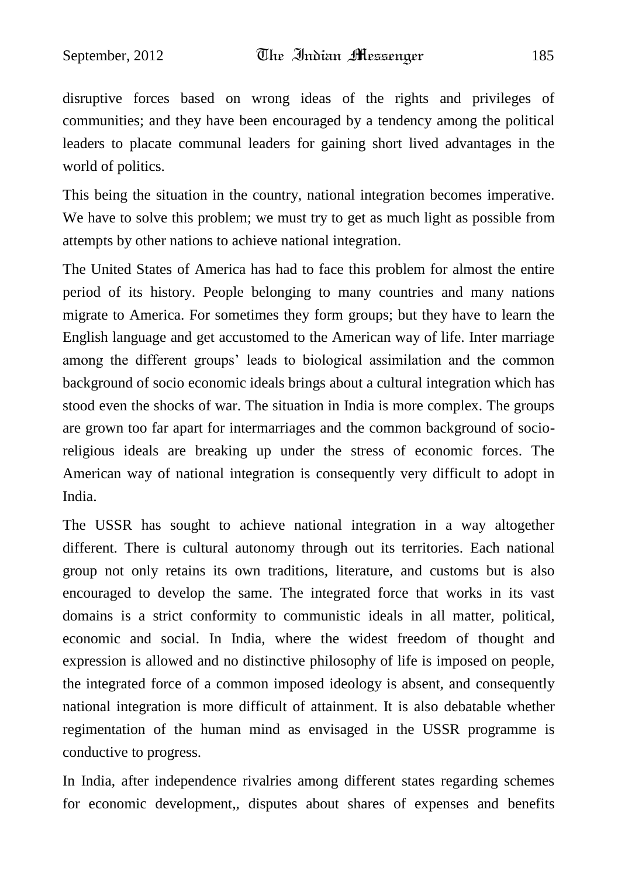disruptive forces based on wrong ideas of the rights and privileges of communities; and they have been encouraged by a tendency among the political leaders to placate communal leaders for gaining short lived advantages in the world of politics.

This being the situation in the country, national integration becomes imperative. We have to solve this problem; we must try to get as much light as possible from attempts by other nations to achieve national integration.

The United States of America has had to face this problem for almost the entire period of its history. People belonging to many countries and many nations migrate to America. For sometimes they form groups; but they have to learn the English language and get accustomed to the American way of life. Inter marriage among the different groups' leads to biological assimilation and the common background of socio economic ideals brings about a cultural integration which has stood even the shocks of war. The situation in India is more complex. The groups are grown too far apart for intermarriages and the common background of socio-religious ideals are breaking up under the stress of economic forces. The American way of national integration is consequently very difficult to adopt in India.

The USSR has sought to achieve national integration in a way altogether different. There is cultural autonomy through out its territories. Each national group not only retains its own traditions, literature, and customs but is also encouraged to develop the same. The integrated force that works in its vast domains is a strict conformity to communistic ideals in all matter, political, economic and social. In India, where the widest freedom of thought and expression is allowed and no distinctive philosophy of life is imposed on people, the integrated force of a common imposed ideology is absent, and consequently national integration is more difficult of attainment. It is also debatable whether regimentation of the human mind as envisaged in the USSR programme is conductive to progress.

In India, after independence rivalries among different states regarding schemes for economic development,, disputes about shares of expenses and benefits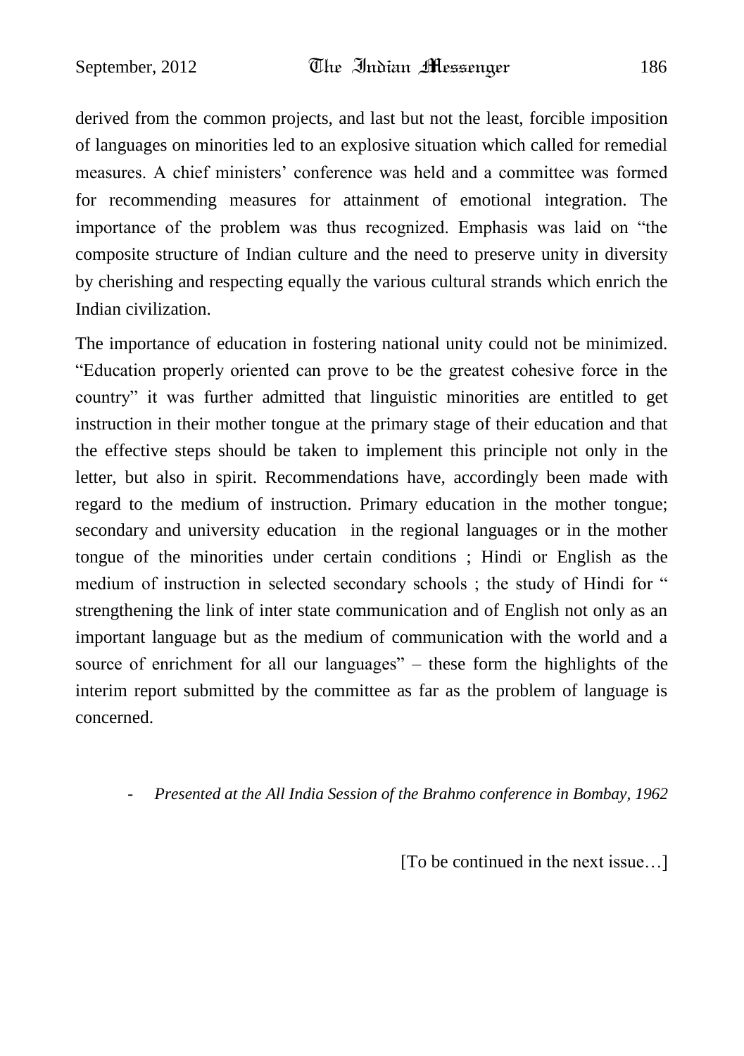derived from the common projects, and last but not the least, forcible imposition of languages on minorities led to an explosive situation which called for remedial measures. A chief ministers' conference was held and a committee was formed for recommending measures for attainment of emotional integration. The importance of the problem was thus recognized. Emphasis was laid on "the composite structure of Indian culture and the need to preserve unity in diversity by cherishing and respecting equally the various cultural strands which enrich the Indian civilization.

The importance of education in fostering national unity could not be minimized. "Education properly oriented can prove to be the greatest cohesive force in the country" it was further admitted that linguistic minorities are entitled to get instruction in their mother tongue at the primary stage of their education and that the effective steps should be taken to implement this principle not only in the letter, but also in spirit. Recommendations have, accordingly been made with regard to the medium of instruction. Primary education in the mother tongue; secondary and university education in the regional languages or in the mother tongue of the minorities under certain conditions ; Hindi or English as the medium of instruction in selected secondary schools ; the study of Hindi for " strengthening the link of inter state communication and of English not only as an important language but as the medium of communication with the world and a source of enrichment for all our languages" – these form the highlights of the interim report submitted by the committee as far as the problem of language is concerned.

- *Presented at the All India Session of the Brahmo conference in Bombay, 1962*

[To be continued in the next issue…]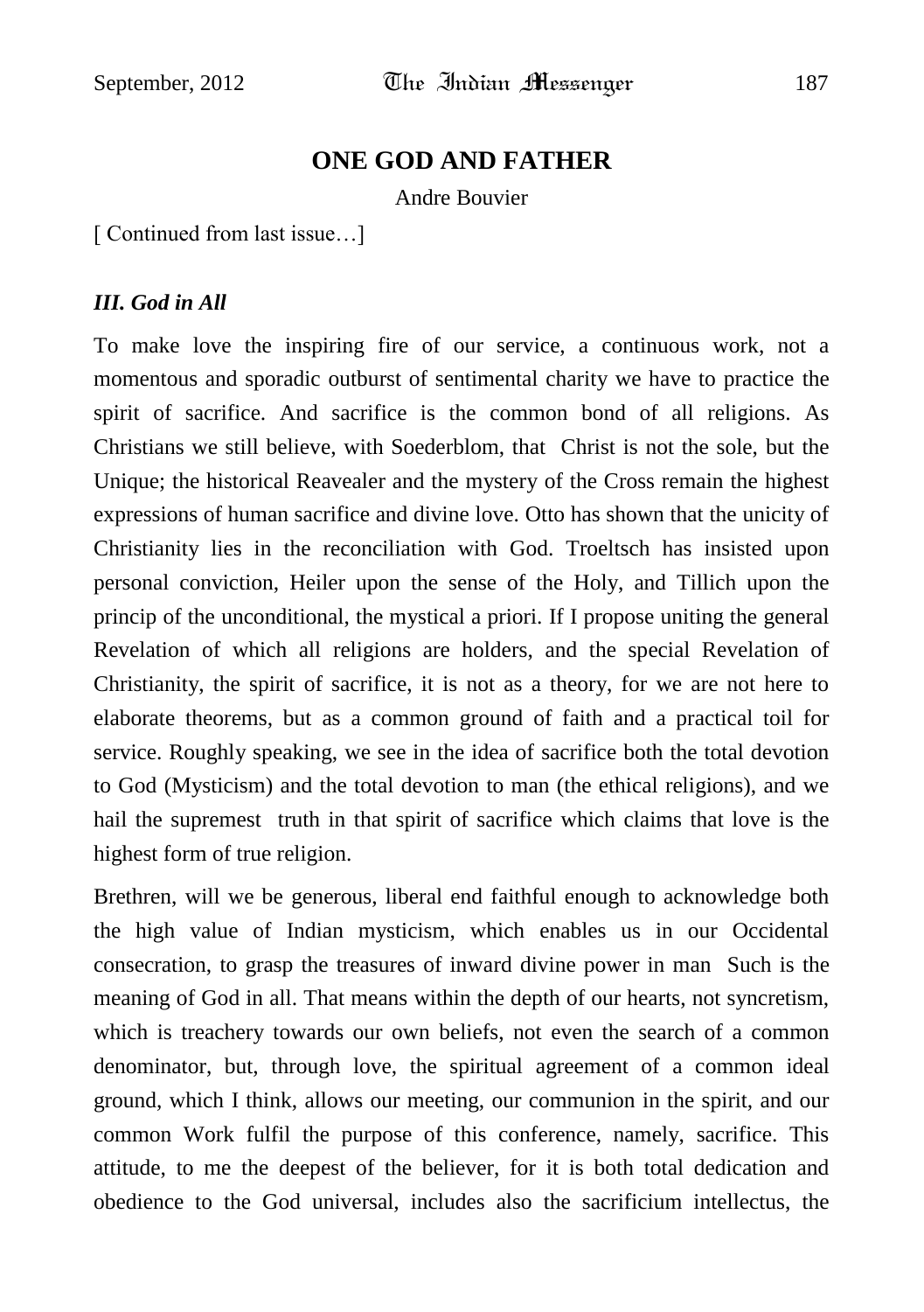## ONE GOD AND FATHER

Andre Bouvier

[ Continued from last issue…]

### *III. God in All*

To make love the inspiring fire of our service, a continuous work, not a momentous and sporadic outburst of sentimental charity we have to practice the spirit of sacrifice. And sacrifice is the common bond of all religions. As Christians we still believe, with Soederblom, that Christ is not the sole, but the Unique; the historical Reavealer and the mystery of the Cross remain the highest expressions of human sacrifice and divine love. Otto has shown that the unicity of Christianity lies in the reconciliation with God. Troeltsch has insisted upon personal conviction, Heiler upon the sense of the Holy, and Tillich upon the princip of the unconditional, the mystical a priori. If I propose uniting the general Revelation of which all religions are holders, and the special Revelation of Christianity, the spirit of sacrifice, it is not as a theory, for we are not here to elaborate theorems, but as a common ground of faith and a practical toil for service. Roughly speaking, we see in the idea of sacrifice both the total devotion to God (Mysticism) and the total devotion to man (the ethical religions), and we hail the supremest truth in that spirit of sacrifice which claims that love is the highest form of true religion.

Brethren, will we be generous, liberal end faithful enough to acknowledge both the high value of Indian mysticism, which enables us in our Occidental consecration, to grasp the treasures of inward divine power in man Such is the meaning of God in all. That means within the depth of our hearts, not syncretism, which is treachery towards our own beliefs, not even the search of a common denominator, but, through love, the spiritual agreement of a common ideal ground, which I think, allows our meeting, our communion in the spirit, and our common Work fulfil the purpose of this conference, namely, sacrifice. This attitude, to me the deepest of the believer, for it is both total dedication and obedience to the God universal, includes also the sacrificium intellectus, the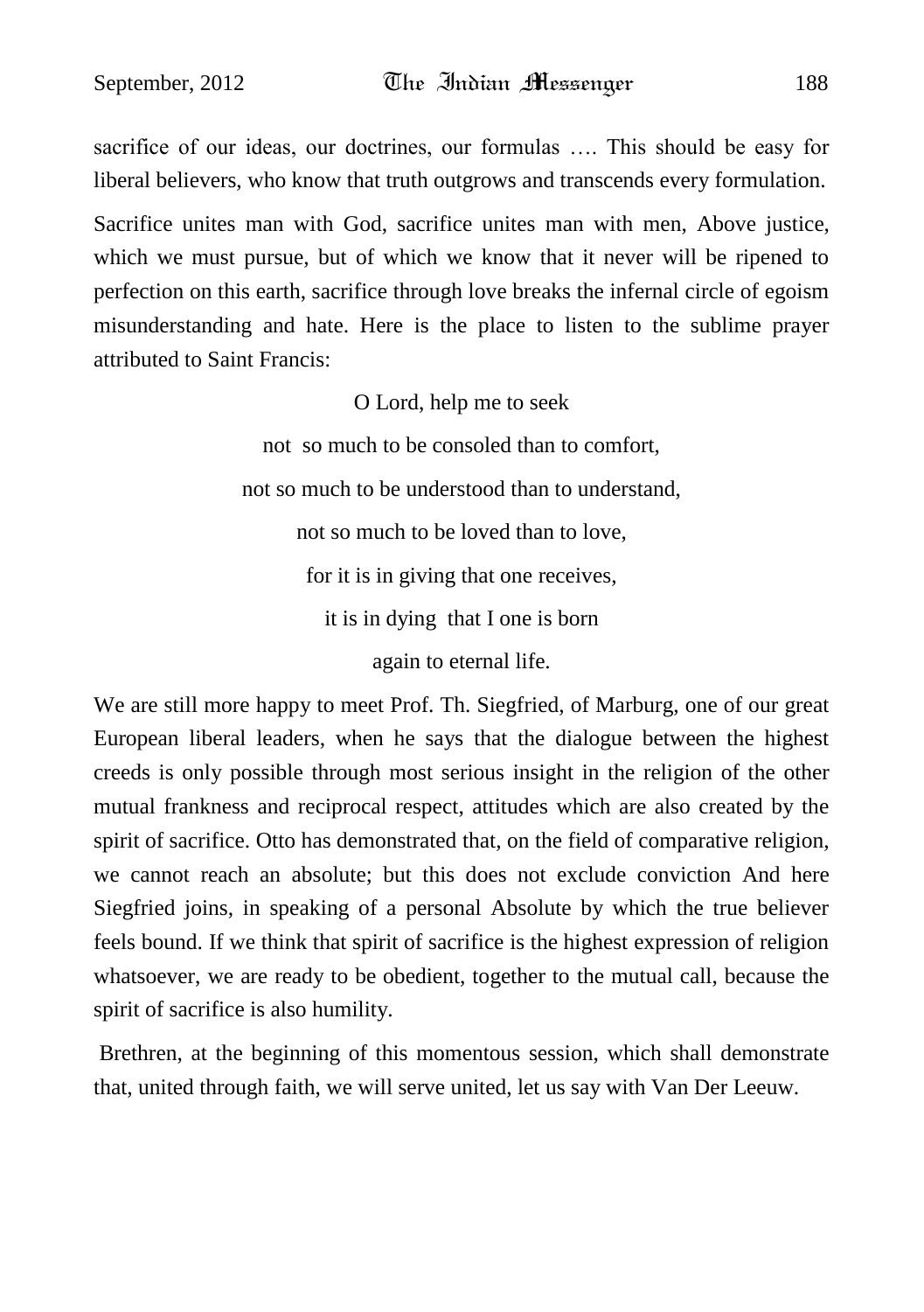sacrifice of our ideas, our doctrines, our formulas …. This should be easy for liberal believers, who know that truth outgrows and transcends every formulation.

Sacrifice unites man with God, sacrifice unites man with men, Above justice, which we must pursue, but of which we know that it never will be ripened to perfection on this earth, sacrifice through love breaks the infernal circle of egoism misunderstanding and hate. Here is the place to listen to the sublime prayer attributed to Saint Francis:

> O Lord, help me to seek
>
> not so much to be consoled than to comfort,
>
> not so much to be understood than to understand,
>
> not so much to be loved than to love,
>
> for it is in giving that one receives,
>
> it is in dying that I one is born
>
> again to eternal life.

We are still more happy to meet Prof. Th. Siegfried, of Marburg, one of our great European liberal leaders, when he says that the dialogue between the highest creeds is only possible through most serious insight in the religion of the other mutual frankness and reciprocal respect, attitudes which are also created by the spirit of sacrifice. Otto has demonstrated that, on the field of comparative religion, we cannot reach an absolute; but this does not exclude conviction And here Siegfried joins, in speaking of a personal Absolute by which the true believer feels bound. If we think that spirit of sacrifice is the highest expression of religion whatsoever, we are ready to be obedient, together to the mutual call, because the spirit of sacrifice is also humility.

Brethren, at the beginning of this momentous session, which shall demonstrate that, united through faith, we will serve united, let us say with Van Der Leeuw.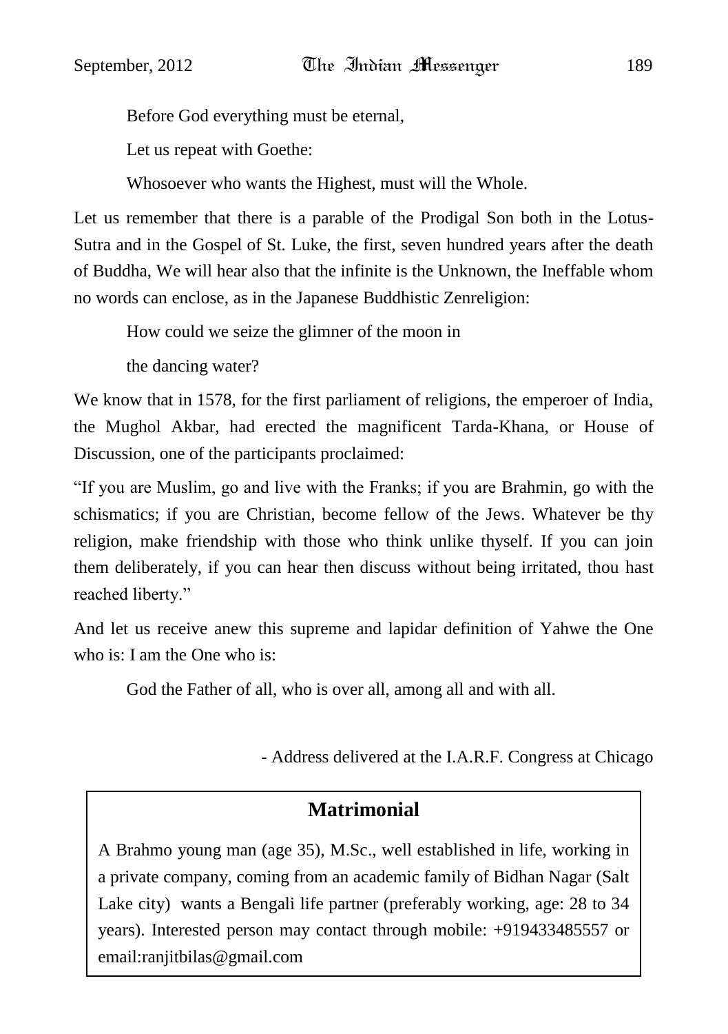Before God everything must be eternal,

Let us repeat with Goethe:

Whosoever who wants the Highest, must will the Whole.

Let us remember that there is a parable of the Prodigal Son both in the Lotus-Sutra and in the Gospel of St. Luke, the first, seven hundred years after the death of Buddha, We will hear also that the infinite is the Unknown, the Ineffable whom no words can enclose, as in the Japanese Buddhistic Zenreligion:

How could we seize the glimner of the moon in

the dancing water?

We know that in 1578, for the first parliament of religions, the emperoer of India, the Mughol Akbar, had erected the magnificent Tarda-Khana, or House of Discussion, one of the participants proclaimed:

"If you are Muslim, go and live with the Franks; if you are Brahmin, go with the schismatics; if you are Christian, become fellow of the Jews. Whatever be thy religion, make friendship with those who think unlike thyself. If you can join them deliberately, if you can hear then discuss without being irritated, thou hast reached liberty."

And let us receive anew this supreme and lapidar definition of Yahwe the One who is: I am the One who is:

God the Father of all, who is over all, among all and with all.

- Address delivered at the I.A.R.F. Congress at Chicago

## Matrimonial

A Brahmo young man (age 35), M.Sc., well established in life, working in a private company, coming from an academic family of Bidhan Nagar (Salt Lake city) wants a Bengali life partner (preferably working, age: 28 to 34 years). Interested person may contact through mobile: +919433485557 or email:ranjitbilas@gmail.com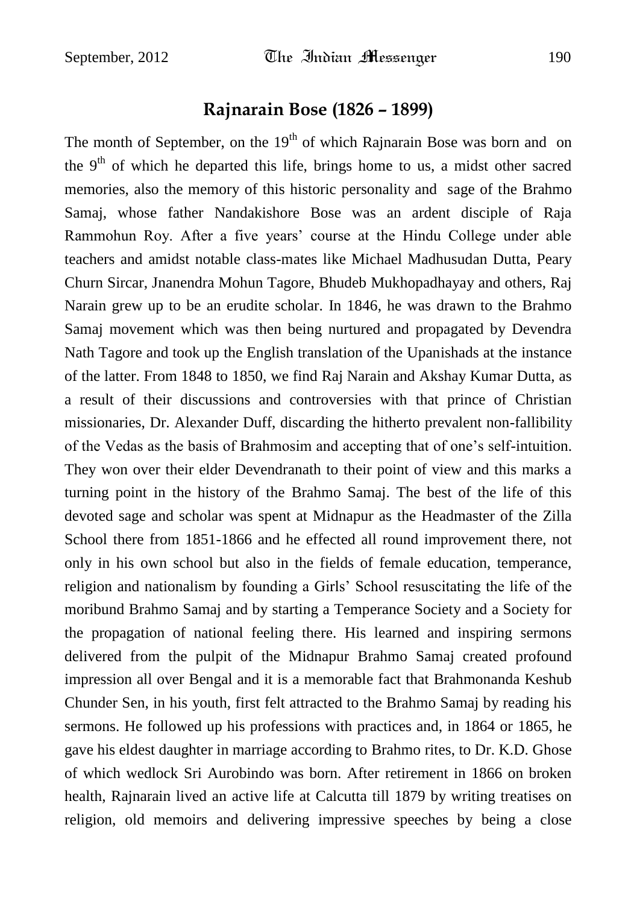## Rajnarain Bose (1826 – 1899)

The month of September, on the 19th of which Rajnarain Bose was born and on the 9th of which he departed this life, brings home to us, a midst other sacred memories, also the memory of this historic personality and sage of the Brahmo Samaj, whose father Nandakishore Bose was an ardent disciple of Raja Rammohun Roy. After a five years' course at the Hindu College under able teachers and amidst notable class-mates like Michael Madhusudan Dutta, Peary Churn Sircar, Jnanendra Mohun Tagore, Bhudeb Mukhopadhayay and others, Raj Narain grew up to be an erudite scholar. In 1846, he was drawn to the Brahmo Samaj movement which was then being nurtured and propagated by Devendra Nath Tagore and took up the English translation of the Upanishads at the instance of the latter. From 1848 to 1850, we find Raj Narain and Akshay Kumar Dutta, as a result of their discussions and controversies with that prince of Christian missionaries, Dr. Alexander Duff, discarding the hitherto prevalent non-fallibility of the Vedas as the basis of Brahmosim and accepting that of one's self-intuition. They won over their elder Devendranath to their point of view and this marks a turning point in the history of the Brahmo Samaj. The best of the life of this devoted sage and scholar was spent at Midnapur as the Headmaster of the Zilla School there from 1851-1866 and he effected all round improvement there, not only in his own school but also in the fields of female education, temperance, religion and nationalism by founding a Girls' School resuscitating the life of the moribund Brahmo Samaj and by starting a Temperance Society and a Society for the propagation of national feeling there. His learned and inspiring sermons delivered from the pulpit of the Midnapur Brahmo Samaj created profound impression all over Bengal and it is a memorable fact that Brahmonanda Keshub Chunder Sen, in his youth, first felt attracted to the Brahmo Samaj by reading his sermons. He followed up his professions with practices and, in 1864 or 1865, he gave his eldest daughter in marriage according to Brahmo rites, to Dr. K.D. Ghose of which wedlock Sri Aurobindo was born. After retirement in 1866 on broken health, Rajnarain lived an active life at Calcutta till 1879 by writing treatises on religion, old memoirs and delivering impressive speeches by being a close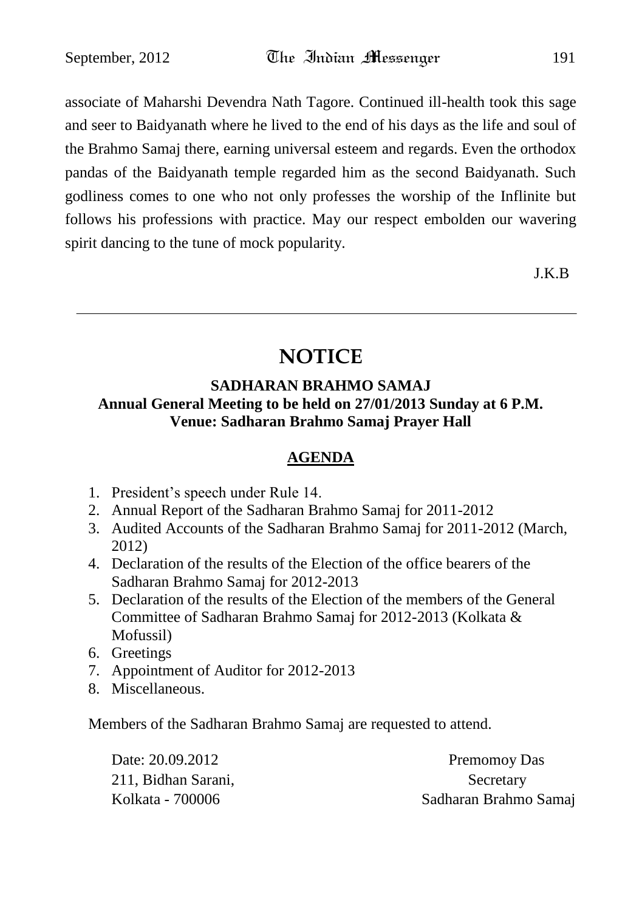associate of Maharshi Devendra Nath Tagore. Continued ill-health took this sage and seer to Baidyanath where he lived to the end of his days as the life and soul of the Brahmo Samaj there, earning universal esteem and regards. Even the orthodox pandas of the Baidyanath temple regarded him as the second Baidyanath. Such godliness comes to one who not only professes the worship of the Inflinite but follows his professions with practice. May our respect embolden our wavering spirit dancing to the tune of mock popularity.

J.K.B

---

# NOTICE

**SADHARAN BRAHMO SAMAJ**
**Annual General Meeting to be held on 27/01/2013 Sunday at 6 P.M.**
**Venue: Sadharan Brahmo Samaj Prayer Hall**

## AGENDA

1. President's speech under Rule 14.
2. Annual Report of the Sadharan Brahmo Samaj for 2011-2012
3. Audited Accounts of the Sadharan Brahmo Samaj for 2011-2012 (March, 2012)
4. Declaration of the results of the Election of the office bearers of the Sadharan Brahmo Samaj for 2012-2013
5. Declaration of the results of the Election of the members of the General Committee of Sadharan Brahmo Samaj for 2012-2013 (Kolkata & Mofussil)
6. Greetings
7. Appointment of Auditor for 2012-2013
8. Miscellaneous.

Members of the Sadharan Brahmo Samaj are requested to attend.

Date: 20.09.2012
211, Bidhan Sarani,
Kolkata - 700006

Premomoy Das
Secretary
Sadharan Brahmo Samaj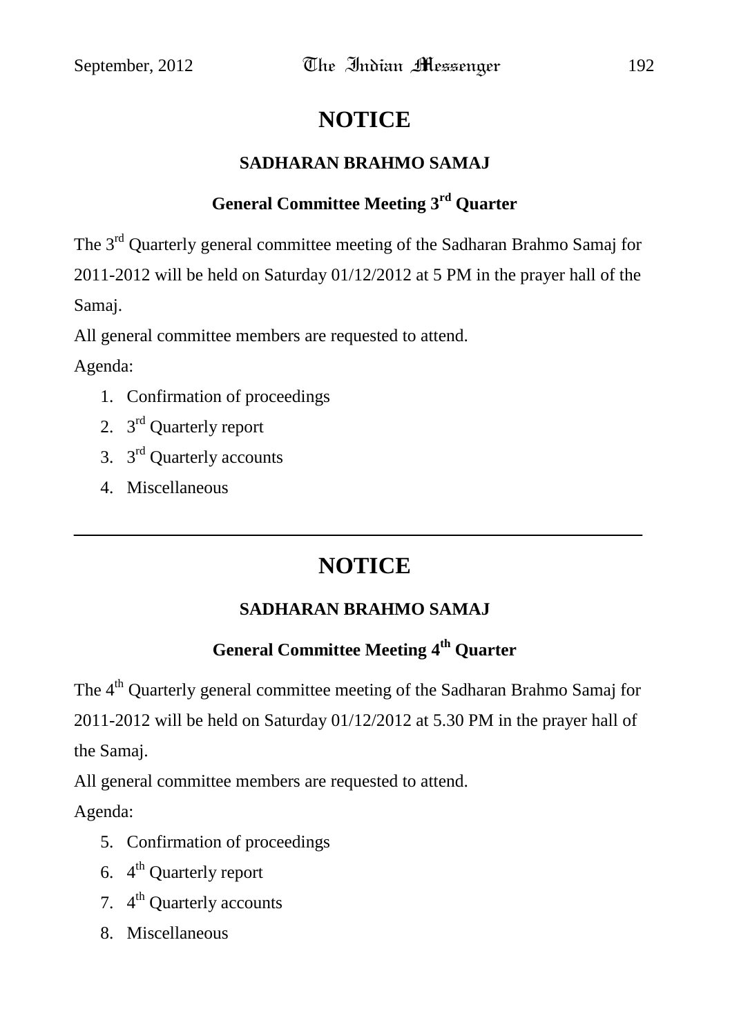# NOTICE

## SADHARAN BRAHMO SAMAJ

### General Committee Meeting 3rd Quarter

The 3rd Quarterly general committee meeting of the Sadharan Brahmo Samaj for 2011-2012 will be held on Saturday 01/12/2012 at 5 PM in the prayer hall of the Samaj.

All general committee members are requested to attend.

Agenda:

1. Confirmation of proceedings
2. 3rd Quarterly report
3. 3rd Quarterly accounts
4. Miscellaneous

---

# NOTICE

## SADHARAN BRAHMO SAMAJ

### General Committee Meeting 4th Quarter

The 4th Quarterly general committee meeting of the Sadharan Brahmo Samaj for 2011-2012 will be held on Saturday 01/12/2012 at 5.30 PM in the prayer hall of the Samaj.

All general committee members are requested to attend.

Agenda:

5. Confirmation of proceedings
6. 4th Quarterly report
7. 4th Quarterly accounts
8. Miscellaneous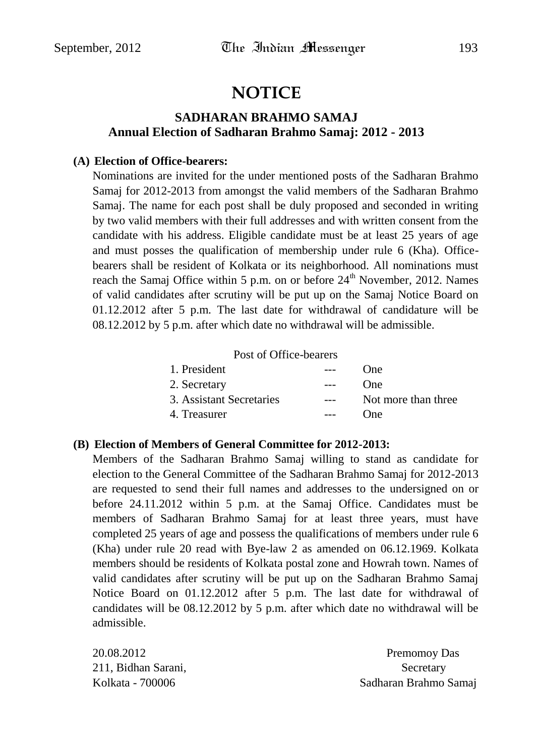# NOTICE

## SADHARAN BRAHMO SAMAJ
## Annual Election of Sadharan Brahmo Samaj: 2012 - 2013

**(A) Election of Office-bearers:**

Nominations are invited for the under mentioned posts of the Sadharan Brahmo Samaj for 2012-2013 from amongst the valid members of the Sadharan Brahmo Samaj. The name for each post shall be duly proposed and seconded in writing by two valid members with their full addresses and with written consent from the candidate with his address. Eligible candidate must be at least 25 years of age and must posses the qualification of membership under rule 6 (Kha). Office-bearers shall be resident of Kolkata or its neighborhood. All nominations must reach the Samaj Office within 5 p.m. on or before 24th November, 2012. Names of valid candidates after scrutiny will be put up on the Samaj Notice Board on 01.12.2012 after 5 p.m. The last date for withdrawal of candidature will be 08.12.2012 by 5 p.m. after which date no withdrawal will be admissible.

| Post of Office-bearers | | |
|---|---|---|
| 1. President | --- | One |
| 2. Secretary | --- | One |
| 3. Assistant Secretaries | --- | Not more than three |
| 4. Treasurer | --- | One |

**(B) Election of Members of General Committee for 2012-2013:**

Members of the Sadharan Brahmo Samaj willing to stand as candidate for election to the General Committee of the Sadharan Brahmo Samaj for 2012-2013 are requested to send their full names and addresses to the undersigned on or before 24.11.2012 within 5 p.m. at the Samaj Office. Candidates must be members of Sadharan Brahmo Samaj for at least three years, must have completed 25 years of age and possess the qualifications of members under rule 6 (Kha) under rule 20 read with Bye-law 2 as amended on 06.12.1969. Kolkata members should be residents of Kolkata postal zone and Howrah town. Names of valid candidates after scrutiny will be put up on the Sadharan Brahmo Samaj Notice Board on 01.12.2012 after 5 p.m. The last date for withdrawal of candidates will be 08.12.2012 by 5 p.m. after which date no withdrawal will be admissible.

20.08.2012
211, Bidhan Sarani,
Kolkata - 700006

Premomoy Das
Secretary
Sadharan Brahmo Samaj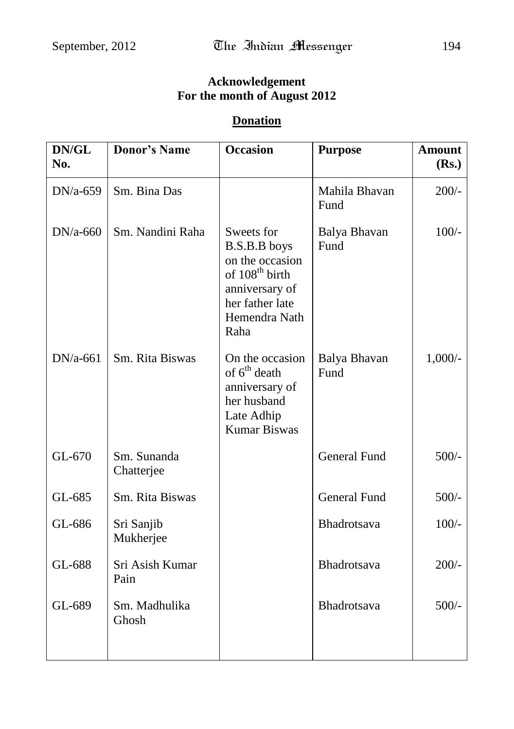**Acknowledgement**
**For the month of August 2012**

## Donation

| DN/GL No. | Donor's Name | Occasion | Purpose | Amount (Rs.) |
|---|---|---|---|---|
| DN/a-659 | Sm. Bina Das | | Mahila Bhavan Fund | 200/- |
| DN/a-660 | Sm. Nandini Raha | Sweets for B.S.B.B boys on the occasion of 108$^{th}$ birth anniversary of her father late Hemendra Nath Raha | Balya Bhavan Fund | 100/- |
| DN/a-661 | Sm. Rita Biswas | On the occasion of 6$^{th}$ death anniversary of her husband Late Adhip Kumar Biswas | Balya Bhavan Fund | 1,000/- |
| GL-670 | Sm. Sunanda Chatterjee | | General Fund | 500/- |
| GL-685 | Sm. Rita Biswas | | General Fund | 500/- |
| GL-686 | Sri Sanjib Mukherjee | | Bhadrotsava | 100/- |
| GL-688 | Sri Asish Kumar Pain | | Bhadrotsava | 200/- |
| GL-689 | Sm. Madhulika Ghosh | | Bhadrotsava | 500/- |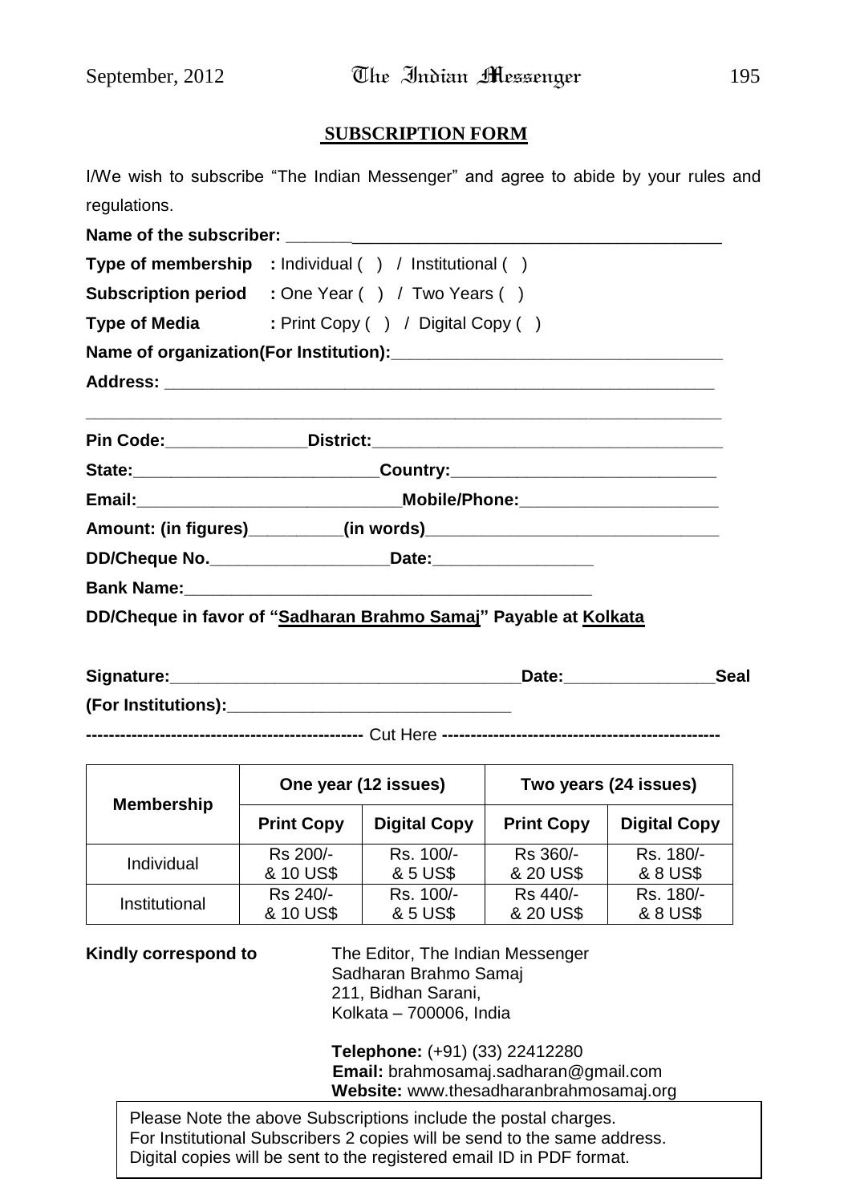## SUBSCRIPTION FORM

I/We wish to subscribe "The Indian Messenger" and agree to abide by your rules and regulations.

**Name of the subscriber:** ______________________________________________

**Type of membership** : Individual ( ) / Institutional ( )

**Subscription period** : One Year ( ) / Two Years ( )

**Type of Media** : Print Copy ( ) / Digital Copy ( )

**Name of organization(For Institution):**____________________________________

**Address:** ______________________________________________________________

___________________________________________________________________

**Pin Code:**_______________**District:**_______________________________________

**State:**__________________________**Country:**_____________________________

**Email:**____________________________**Mobile/Phone:**______________________

**Amount: (in figures)**__________**(in words)**________________________________

**DD/Cheque No.**___________________**Date:**_________________

**Bank Name:**_____________________________________________

**DD/Cheque in favor of "Sadharan Brahmo Samaj" Payable at Kolkata**

**Signature:**______________________________________**Date:**________________**Seal**

**(For Institutions):**_______________________________

------------------------------------------------ Cut Here ------------------------------------------------

| Membership | One year (12 issues) | | Two years (24 issues) | |
|---|---|---|---|---|
| | **Print Copy** | **Digital Copy** | **Print Copy** | **Digital Copy** |
| Individual | Rs 200/- & 10 US$ | Rs. 100/- & 5 US$ | Rs 360/- & 20 US$ | Rs. 180/- & 8 US$ |
| Institutional | Rs 240/- & 10 US$ | Rs. 100/- & 5 US$ | Rs 440/- & 20 US$ | Rs. 180/- & 8 US$ |

**Kindly correspond to**

The Editor, The Indian Messenger
Sadharan Brahmo Samaj
211, Bidhan Sarani,
Kolkata – 700006, India

**Telephone:** (+91) (33) 22412280
**Email:** brahmosamaj.sadharan@gmail.com
**Website:** www.thesadharanbrahmosamaj.org

Please Note the above Subscriptions include the postal charges.
For Institutional Subscribers 2 copies will be send to the same address.
Digital copies will be sent to the registered email ID in PDF format.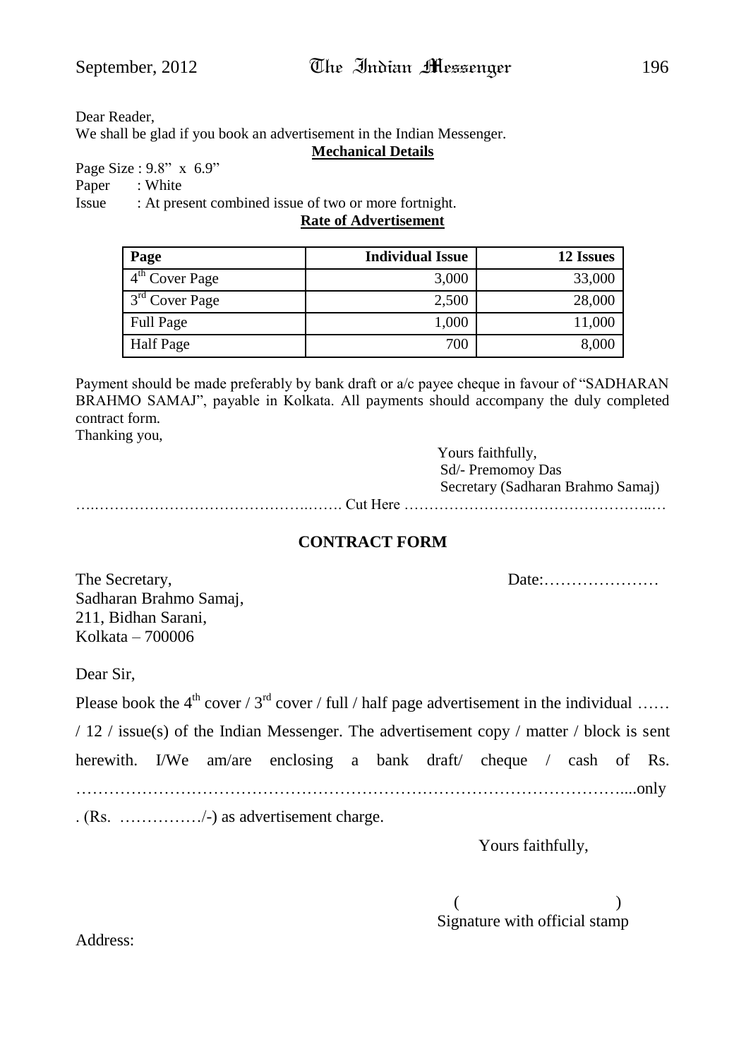Dear Reader,

We shall be glad if you book an advertisement in the Indian Messenger.

**Mechanical Details**

Page Size : 9.8" x 6.9"

Paper : White

Issue : At present combined issue of two or more fortnight.

**Rate of Advertisement**

| Page | Individual Issue | 12 Issues |
|---|---|---|
| 4th Cover Page | 3,000 | 33,000 |
| 3rd Cover Page | 2,500 | 28,000 |
| Full Page | 1,000 | 11,000 |
| Half Page | 700 | 8,000 |

Payment should be made preferably by bank draft or a/c payee cheque in favour of "SADHARAN BRAHMO SAMAJ", payable in Kolkata. All payments should accompany the duly completed contract form.

Thanking you,

Yours faithfully,
Sd/- Premomoy Das
Secretary (Sadharan Brahmo Samaj)

……………………………………….……. Cut Here …………………………………………..…

## CONTRACT FORM

The Secretary,
Sadharan Brahmo Samaj,
211, Bidhan Sarani,
Kolkata – 700006

Date:…………………

Dear Sir,

Please book the 4th cover / 3rd cover / full / half page advertisement in the individual …… / 12 / issue(s) of the Indian Messenger. The advertisement copy / matter / block is sent herewith. I/We am/are enclosing a bank draft/ cheque / cash of Rs. ……………………………………………………………………………………....only . (Rs. ……………/-) as advertisement charge.

Yours faithfully,

( )
Signature with official stamp

Address: